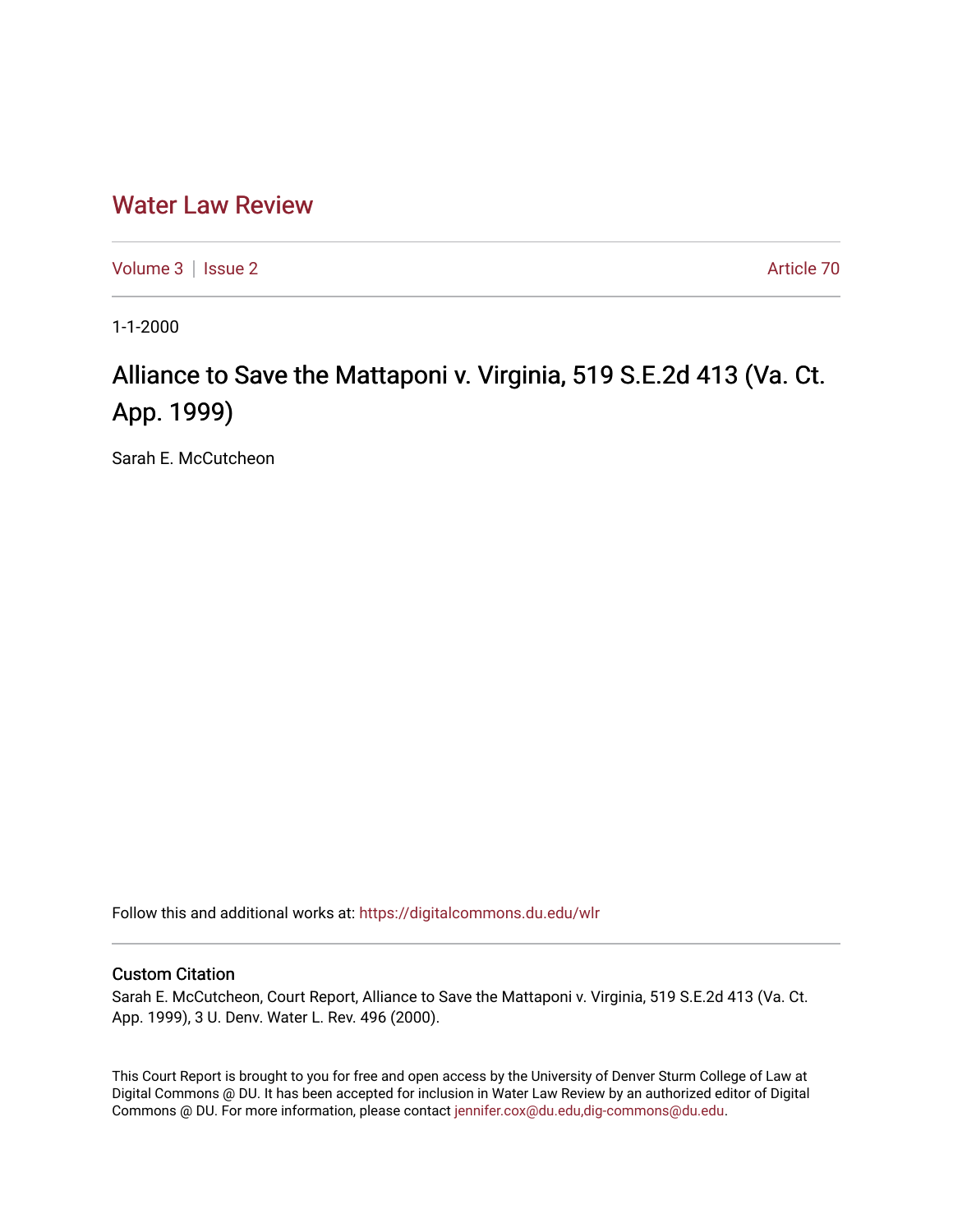# Water Law Review

Volume 3 | Issue 2 Article 70

1-1-2000

## Alliance to Save the Mattaponi v. Virginia, 519 S.E.2d 413 (Va. Ct. App. 1999)

Sarah E. McCutcheon

Follow this and additional works at: https://digitalcommons.du.edu/wlr

### Custom Citation

Sarah E. McCutcheon, Court Report, Alliance to Save the Mattaponi v. Virginia, 519 S.E.2d 413 (Va. Ct. App. 1999), 3 U. Denv. Water L. Rev. 496 (2000).

This Court Report is brought to you for free and open access by the University of Denver Sturm College of Law at Digital Commons @ DU. It has been accepted for inclusion in Water Law Review by an authorized editor of Digital Commons @ DU. For more information, please contact jennifer.cox@du.edu,dig-commons@du.edu.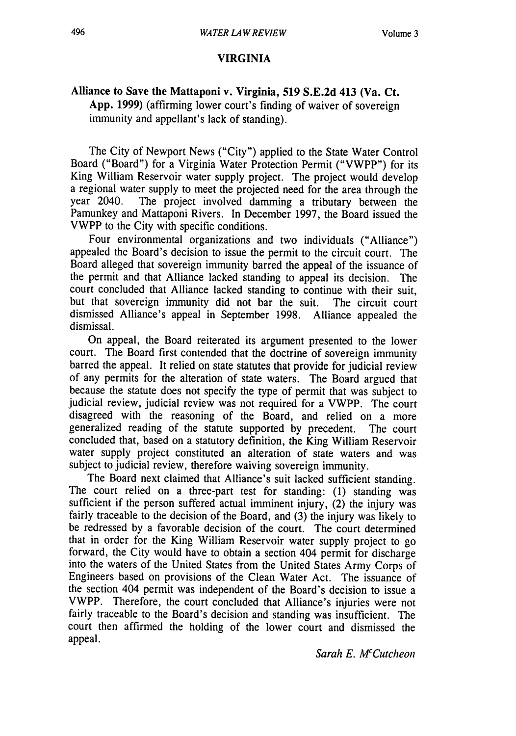## VIRGINIA

**Alliance to Save the Mattaponi v. Virginia, 519 S.E.2d 413 (Va. Ct. App. 1999)** (affirming lower court's finding of waiver of sovereign immunity and appellant's lack of standing).

The City of Newport News ("City") applied to the State Water Control Board ("Board") for a Virginia Water Protection Permit ("VWPP") for its King William Reservoir water supply project. The project would develop a regional water supply to meet the projected need for the area through the year 2040. The project involved damming a tributary between the Pamunkey and Mattaponi Rivers. In December 1997, the Board issued the VWPP to the City with specific conditions.

Four environmental organizations and two individuals ("Alliance") appealed the Board's decision to issue the permit to the circuit court. The Board alleged that sovereign immunity barred the appeal of the issuance of the permit and that Alliance lacked standing to appeal its decision. The court concluded that Alliance lacked standing to continue with their suit, but that sovereign immunity did not bar the suit. The circuit court dismissed Alliance's appeal in September 1998. Alliance appealed the dismissal.

On appeal, the Board reiterated its argument presented to the lower court. The Board first contended that the doctrine of sovereign immunity barred the appeal. It relied on state statutes that provide for judicial review of any permits for the alteration of state waters. The Board argued that because the statute does not specify the type of permit that was subject to judicial review, judicial review was not required for a VWPP. The court disagreed with the reasoning of the Board, and relied on a more generalized reading of the statute supported by precedent. The court concluded that, based on a statutory definition, the King William Reservoir water supply project constituted an alteration of state waters and was subject to judicial review, therefore waiving sovereign immunity.

The Board next claimed that Alliance's suit lacked sufficient standing. The court relied on a three-part test for standing: (1) standing was sufficient if the person suffered actual imminent injury, (2) the injury was fairly traceable to the decision of the Board, and (3) the injury was likely to be redressed by a favorable decision of the court. The court determined that in order for the King William Reservoir water supply project to go forward, the City would have to obtain a section 404 permit for discharge into the waters of the United States from the United States Army Corps of Engineers based on provisions of the Clean Water Act. The issuance of the section 404 permit was independent of the Board's decision to issue a VWPP. Therefore, the court concluded that Alliance's injuries were not fairly traceable to the Board's decision and standing was insufficient. The court then affirmed the holding of the lower court and dismissed the appeal.

*Sarah E. McCutcheon*